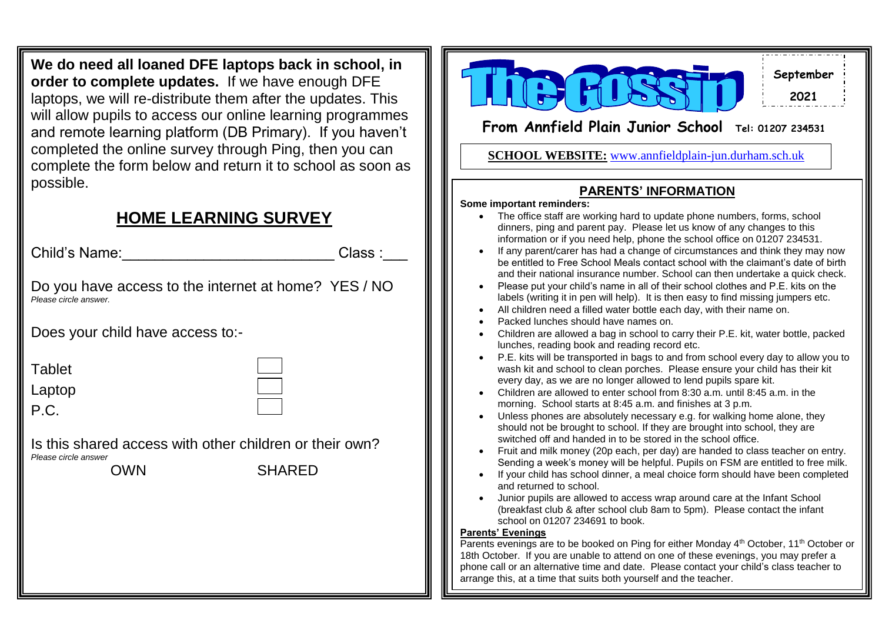**We do need all loaned DFE laptops back in school, in order to complete updates.** If we have enough DFE laptops, we will re-distribute them after the updates. This will allow pupils to access our online learning programmes and remote learning platform (DB Primary). If you haven't completed the online survey through Ping, then you can complete the form below and return it to school as soon as possible.

## HOME LEARNING SURVEY

Child's Name:__________________________ Class :___

Do you have access to the internet at home? YES / NO
*Please circle answer.*

Does your child have access to:-

- Tablet ☐
- Laptop ☐
- P.C. ☐

Is this shared access with other children or their own?
*Please circle answer*

OWN SHARED

# The Gossip

September 2021

**From Annfield Plain Junior School** Tel: 01207 234531

**SCHOOL WEBSITE:** www.annfieldplain-jun.durham.sch.uk

## PARENTS' INFORMATION

**Some important reminders:**

- The office staff are working hard to update phone numbers, forms, school dinners, ping and parent pay. Please let us know of any changes to this information or if you need help, phone the school office on 01207 234531.
- If any parent/carer has had a change of circumstances and think they may now be entitled to Free School Meals contact school with the claimant's date of birth and their national insurance number. School can then undertake a quick check.
- Please put your child's name in all of their school clothes and P.E. kits on the labels (writing it in pen will help). It is then easy to find missing jumpers etc.
- All children need a filled water bottle each day, with their name on.
- Packed lunches should have names on.
- Children are allowed a bag in school to carry their P.E. kit, water bottle, packed lunches, reading book and reading record etc.
- P.E. kits will be transported in bags to and from school every day to allow you to wash kit and school to clean porches. Please ensure your child has their kit every day, as we are no longer allowed to lend pupils spare kit.
- Children are allowed to enter school from 8:30 a.m. until 8:45 a.m. in the morning. School starts at 8:45 a.m. and finishes at 3 p.m.
- Unless phones are absolutely necessary e.g. for walking home alone, they should not be brought to school. If they are brought into school, they are switched off and handed in to be stored in the school office.
- Fruit and milk money (20p each, per day) are handed to class teacher on entry. Sending a week's money will be helpful. Pupils on FSM are entitled to free milk.
- If your child has school dinner, a meal choice form should have been completed and returned to school.
- Junior pupils are allowed to access wrap around care at the Infant School (breakfast club & after school club 8am to 5pm). Please contact the infant school on 01207 234691 to book.

**Parents' Evenings**

Parents evenings are to be booked on Ping for either Monday 4th October, 11th October or 18th October. If you are unable to attend on one of these evenings, you may prefer a phone call or an alternative time and date. Please contact your child's class teacher to arrange this, at a time that suits both yourself and the teacher.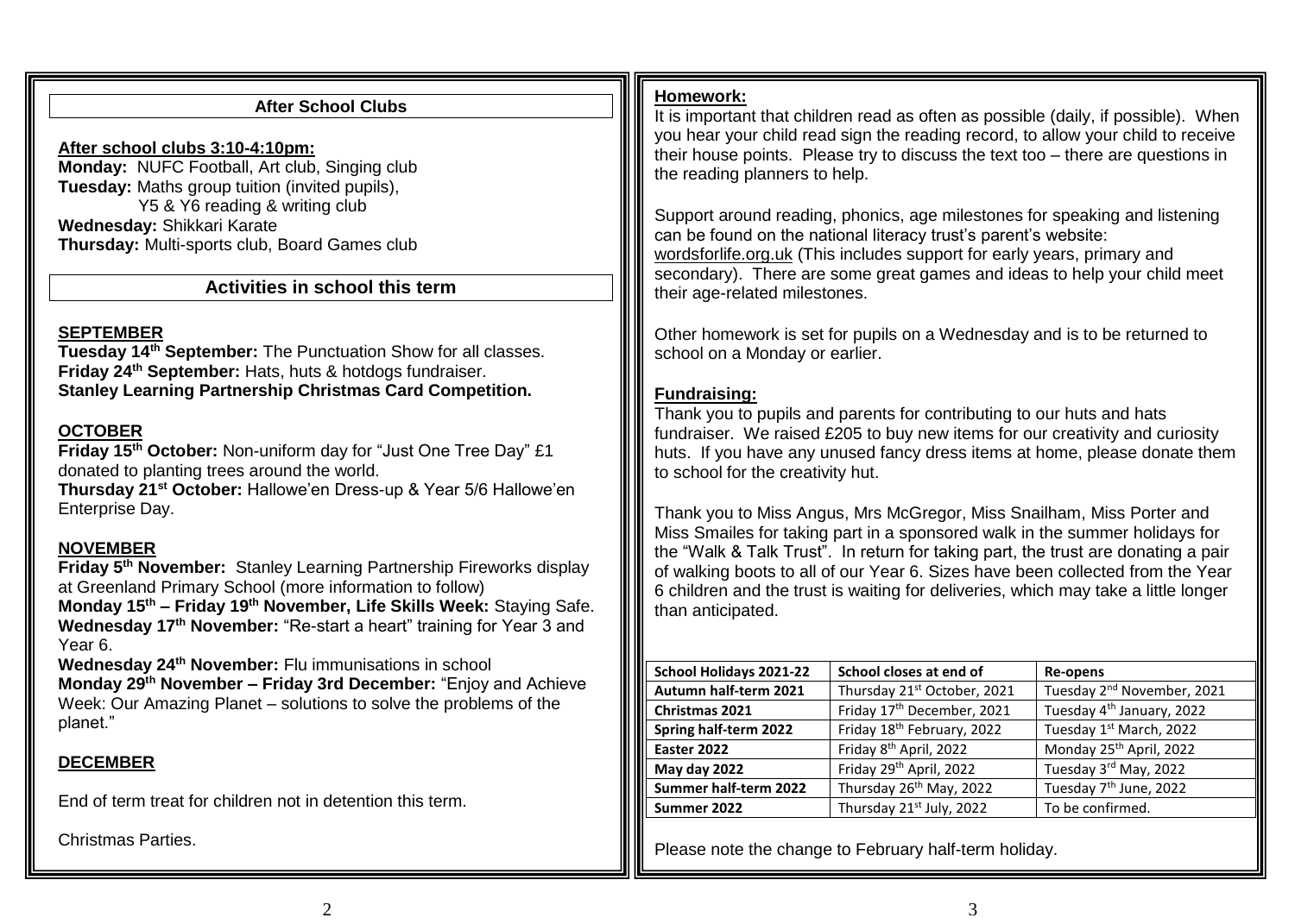## After School Clubs

**After school clubs 3:10-4:10pm:**
**Monday:** NUFC Football, Art club, Singing club
**Tuesday:** Maths group tuition (invited pupils),
Y5 & Y6 reading & writing club
**Wednesday:** Shikkari Karate
**Thursday:** Multi-sports club, Board Games club

## Activities in school this term

**SEPTEMBER**
**Tuesday 14th September:** The Punctuation Show for all classes.
**Friday 24th September:** Hats, huts & hotdogs fundraiser.
**Stanley Learning Partnership Christmas Card Competition.**

**OCTOBER**
**Friday 15th October:** Non-uniform day for "Just One Tree Day" £1 donated to planting trees around the world.
**Thursday 21st October:** Hallowe'en Dress-up & Year 5/6 Hallowe'en Enterprise Day.

**NOVEMBER**
**Friday 5th November:** Stanley Learning Partnership Fireworks display at Greenland Primary School (more information to follow)
**Monday 15th – Friday 19th November, Life Skills Week:** Staying Safe.
**Wednesday 17th November:** "Re-start a heart" training for Year 3 and Year 6.
**Wednesday 24th November:** Flu immunisations in school
**Monday 29th November – Friday 3rd December:** "Enjoy and Achieve Week: Our Amazing Planet – solutions to solve the problems of the planet."

**DECEMBER**

End of term treat for children not in detention this term.

Christmas Parties.

**Homework:**
It is important that children read as often as possible (daily, if possible). When you hear your child read sign the reading record, to allow your child to receive their house points. Please try to discuss the text too – there are questions in the reading planners to help.

Support around reading, phonics, age milestones for speaking and listening can be found on the national literacy trust's parent's website: wordsforlife.org.uk (This includes support for early years, primary and secondary). There are some great games and ideas to help your child meet their age-related milestones.

Other homework is set for pupils on a Wednesday and is to be returned to school on a Monday or earlier.

**Fundraising:**
Thank you to pupils and parents for contributing to our huts and hats fundraiser. We raised £205 to buy new items for our creativity and curiosity huts. If you have any unused fancy dress items at home, please donate them to school for the creativity hut.

Thank you to Miss Angus, Mrs McGregor, Miss Snailham, Miss Porter and Miss Smailes for taking part in a sponsored walk in the summer holidays for the "Walk & Talk Trust". In return for taking part, the trust are donating a pair of walking boots to all of our Year 6. Sizes have been collected from the Year 6 children and the trust is waiting for deliveries, which may take a little longer than anticipated.

| School Holidays 2021-22 | School closes at end of | Re-opens |
|---|---|---|
| **Autumn half-term 2021** | Thursday 21st October, 2021 | Tuesday 2nd November, 2021 |
| **Christmas 2021** | Friday 17th December, 2021 | Tuesday 4th January, 2022 |
| **Spring half-term 2022** | Friday 18th February, 2022 | Tuesday 1st March, 2022 |
| **Easter 2022** | Friday 8th April, 2022 | Monday 25th April, 2022 |
| **May day 2022** | Friday 29th April, 2022 | Tuesday 3rd May, 2022 |
| **Summer half-term 2022** | Thursday 26th May, 2022 | Tuesday 7th June, 2022 |
| **Summer 2022** | Thursday 21st July, 2022 | To be confirmed. |

Please note the change to February half-term holiday.